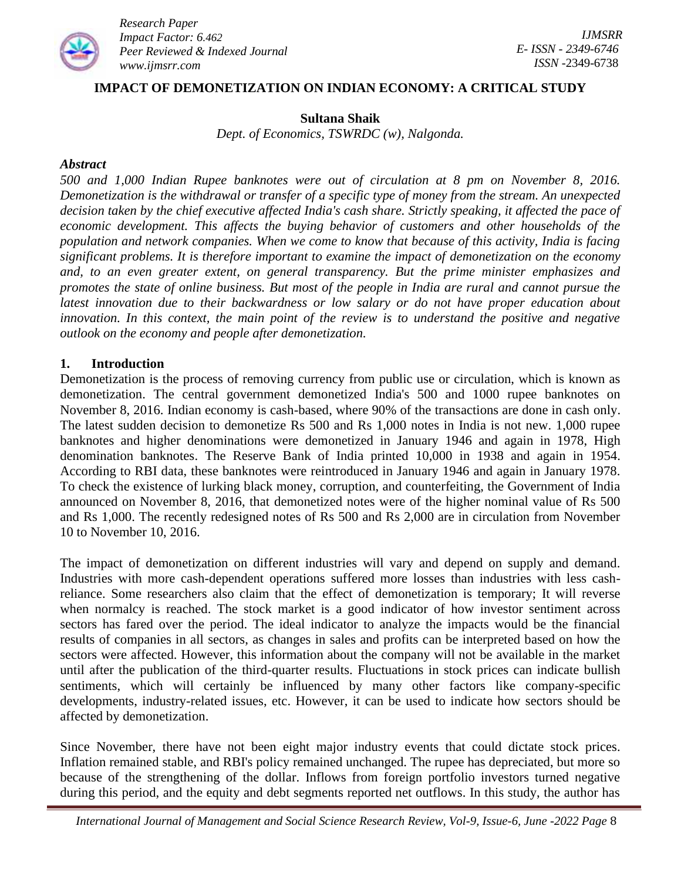# IMPACT OF DEMONETIZATION ON INDIAN ECONOMY: A CRITICAL STUDY

**Sultana Shaik**

*Dept. of Economics, TSWRDC (w), Nalgonda.*

### *Abstract*

*500 and 1,000 Indian Rupee banknotes were out of circulation at 8 pm on November 8, 2016. Demonetization is the withdrawal or transfer of a specific type of money from the stream. An unexpected decision taken by the chief executive affected India's cash share. Strictly speaking, it affected the pace of economic development. This affects the buying behavior of customers and other households of the population and network companies. When we come to know that because of this activity, India is facing significant problems. It is therefore important to examine the impact of demonetization on the economy and, to an even greater extent, on general transparency. But the prime minister emphasizes and promotes the state of online business. But most of the people in India are rural and cannot pursue the latest innovation due to their backwardness or low salary or do not have proper education about innovation. In this context, the main point of the review is to understand the positive and negative outlook on the economy and people after demonetization.*

## 1. Introduction

Demonetization is the process of removing currency from public use or circulation, which is known as demonetization. The central government demonetized India's 500 and 1000 rupee banknotes on November 8, 2016. Indian economy is cash-based, where 90% of the transactions are done in cash only. The latest sudden decision to demonetize Rs 500 and Rs 1,000 notes in India is not new. 1,000 rupee banknotes and higher denominations were demonetized in January 1946 and again in 1978, High denomination banknotes. The Reserve Bank of India printed 10,000 in 1938 and again in 1954. According to RBI data, these banknotes were reintroduced in January 1946 and again in January 1978. To check the existence of lurking black money, corruption, and counterfeiting, the Government of India announced on November 8, 2016, that demonetized notes were of the higher nominal value of Rs 500 and Rs 1,000. The recently redesigned notes of Rs 500 and Rs 2,000 are in circulation from November 10 to November 10, 2016.

The impact of demonetization on different industries will vary and depend on supply and demand. Industries with more cash-dependent operations suffered more losses than industries with less cash-reliance. Some researchers also claim that the effect of demonetization is temporary; It will reverse when normalcy is reached. The stock market is a good indicator of how investor sentiment across sectors has fared over the period. The ideal indicator to analyze the impacts would be the financial results of companies in all sectors, as changes in sales and profits can be interpreted based on how the sectors were affected. However, this information about the company will not be available in the market until after the publication of the third-quarter results. Fluctuations in stock prices can indicate bullish sentiments, which will certainly be influenced by many other factors like company-specific developments, industry-related issues, etc. However, it can be used to indicate how sectors should be affected by demonetization.

Since November, there have not been eight major industry events that could dictate stock prices. Inflation remained stable, and RBI's policy remained unchanged. The rupee has depreciated, but more so because of the strengthening of the dollar. Inflows from foreign portfolio investors turned negative during this period, and the equity and debt segments reported net outflows. In this study, the author has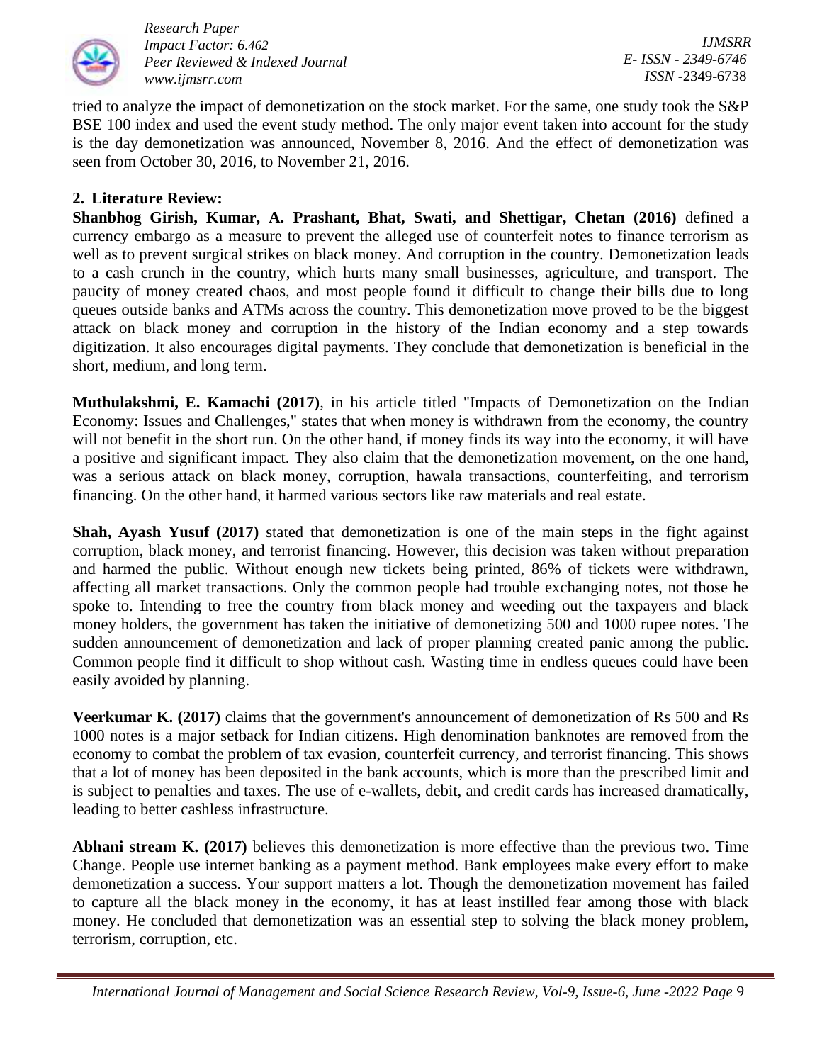tried to analyze the impact of demonetization on the stock market. For the same, one study took the S&P BSE 100 index and used the event study method. The only major event taken into account for the study is the day demonetization was announced, November 8, 2016. And the effect of demonetization was seen from October 30, 2016, to November 21, 2016.

## 2. Literature Review:

**Shanbhog Girish, Kumar, A. Prashant, Bhat, Swati, and Shettigar, Chetan (2016)** defined a currency embargo as a measure to prevent the alleged use of counterfeit notes to finance terrorism as well as to prevent surgical strikes on black money. And corruption in the country. Demonetization leads to a cash crunch in the country, which hurts many small businesses, agriculture, and transport. The paucity of money created chaos, and most people found it difficult to change their bills due to long queues outside banks and ATMs across the country. This demonetization move proved to be the biggest attack on black money and corruption in the history of the Indian economy and a step towards digitization. It also encourages digital payments. They conclude that demonetization is beneficial in the short, medium, and long term.

**Muthulakshmi, E. Kamachi (2017)**, in his article titled "Impacts of Demonetization on the Indian Economy: Issues and Challenges," states that when money is withdrawn from the economy, the country will not benefit in the short run. On the other hand, if money finds its way into the economy, it will have a positive and significant impact. They also claim that the demonetization movement, on the one hand, was a serious attack on black money, corruption, hawala transactions, counterfeiting, and terrorism financing. On the other hand, it harmed various sectors like raw materials and real estate.

**Shah, Ayash Yusuf (2017)** stated that demonetization is one of the main steps in the fight against corruption, black money, and terrorist financing. However, this decision was taken without preparation and harmed the public. Without enough new tickets being printed, 86% of tickets were withdrawn, affecting all market transactions. Only the common people had trouble exchanging notes, not those he spoke to. Intending to free the country from black money and weeding out the taxpayers and black money holders, the government has taken the initiative of demonetizing 500 and 1000 rupee notes. The sudden announcement of demonetization and lack of proper planning created panic among the public. Common people find it difficult to shop without cash. Wasting time in endless queues could have been easily avoided by planning.

**Veerkumar K. (2017)** claims that the government's announcement of demonetization of Rs 500 and Rs 1000 notes is a major setback for Indian citizens. High denomination banknotes are removed from the economy to combat the problem of tax evasion, counterfeit currency, and terrorist financing. This shows that a lot of money has been deposited in the bank accounts, which is more than the prescribed limit and is subject to penalties and taxes. The use of e-wallets, debit, and credit cards has increased dramatically, leading to better cashless infrastructure.

**Abhani stream K. (2017)** believes this demonetization is more effective than the previous two. Time Change. People use internet banking as a payment method. Bank employees make every effort to make demonetization a success. Your support matters a lot. Though the demonetization movement has failed to capture all the black money in the economy, it has at least instilled fear among those with black money. He concluded that demonetization was an essential step to solving the black money problem, terrorism, corruption, etc.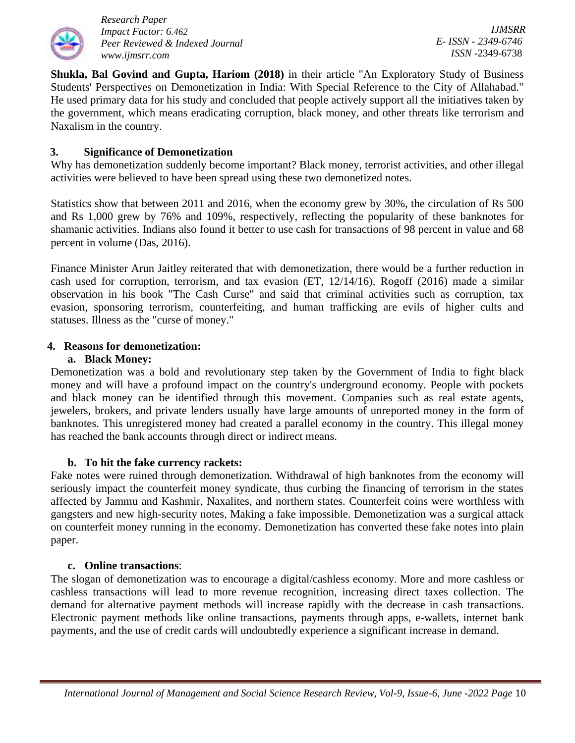**Shukla, Bal Govind and Gupta, Hariom (2018)** in their article "An Exploratory Study of Business Students' Perspectives on Demonetization in India: With Special Reference to the City of Allahabad." He used primary data for his study and concluded that people actively support all the initiatives taken by the government, which means eradicating corruption, black money, and other threats like terrorism and Naxalism in the country.

## 3. Significance of Demonetization

Why has demonetization suddenly become important? Black money, terrorist activities, and other illegal activities were believed to have been spread using these two demonetized notes.

Statistics show that between 2011 and 2016, when the economy grew by 30%, the circulation of Rs 500 and Rs 1,000 grew by 76% and 109%, respectively, reflecting the popularity of these banknotes for shamanic activities. Indians also found it better to use cash for transactions of 98 percent in value and 68 percent in volume (Das, 2016).

Finance Minister Arun Jaitley reiterated that with demonetization, there would be a further reduction in cash used for corruption, terrorism, and tax evasion (ET, 12/14/16). Rogoff (2016) made a similar observation in his book "The Cash Curse" and said that criminal activities such as corruption, tax evasion, sponsoring terrorism, counterfeiting, and human trafficking are evils of higher cults and statuses. Illness as the "curse of money."

## 4. Reasons for demonetization:

### a. Black Money:

Demonetization was a bold and revolutionary step taken by the Government of India to fight black money and will have a profound impact on the country's underground economy. People with pockets and black money can be identified through this movement. Companies such as real estate agents, jewelers, brokers, and private lenders usually have large amounts of unreported money in the form of banknotes. This unregistered money had created a parallel economy in the country. This illegal money has reached the bank accounts through direct or indirect means.

### b. To hit the fake currency rackets:

Fake notes were ruined through demonetization. Withdrawal of high banknotes from the economy will seriously impact the counterfeit money syndicate, thus curbing the financing of terrorism in the states affected by Jammu and Kashmir, Naxalites, and northern states. Counterfeit coins were worthless with gangsters and new high-security notes, Making a fake impossible. Demonetization was a surgical attack on counterfeit money running in the economy. Demonetization has converted these fake notes into plain paper.

### c. Online transactions:

The slogan of demonetization was to encourage a digital/cashless economy. More and more cashless or cashless transactions will lead to more revenue recognition, increasing direct taxes collection. The demand for alternative payment methods will increase rapidly with the decrease in cash transactions. Electronic payment methods like online transactions, payments through apps, e-wallets, internet bank payments, and the use of credit cards will undoubtedly experience a significant increase in demand.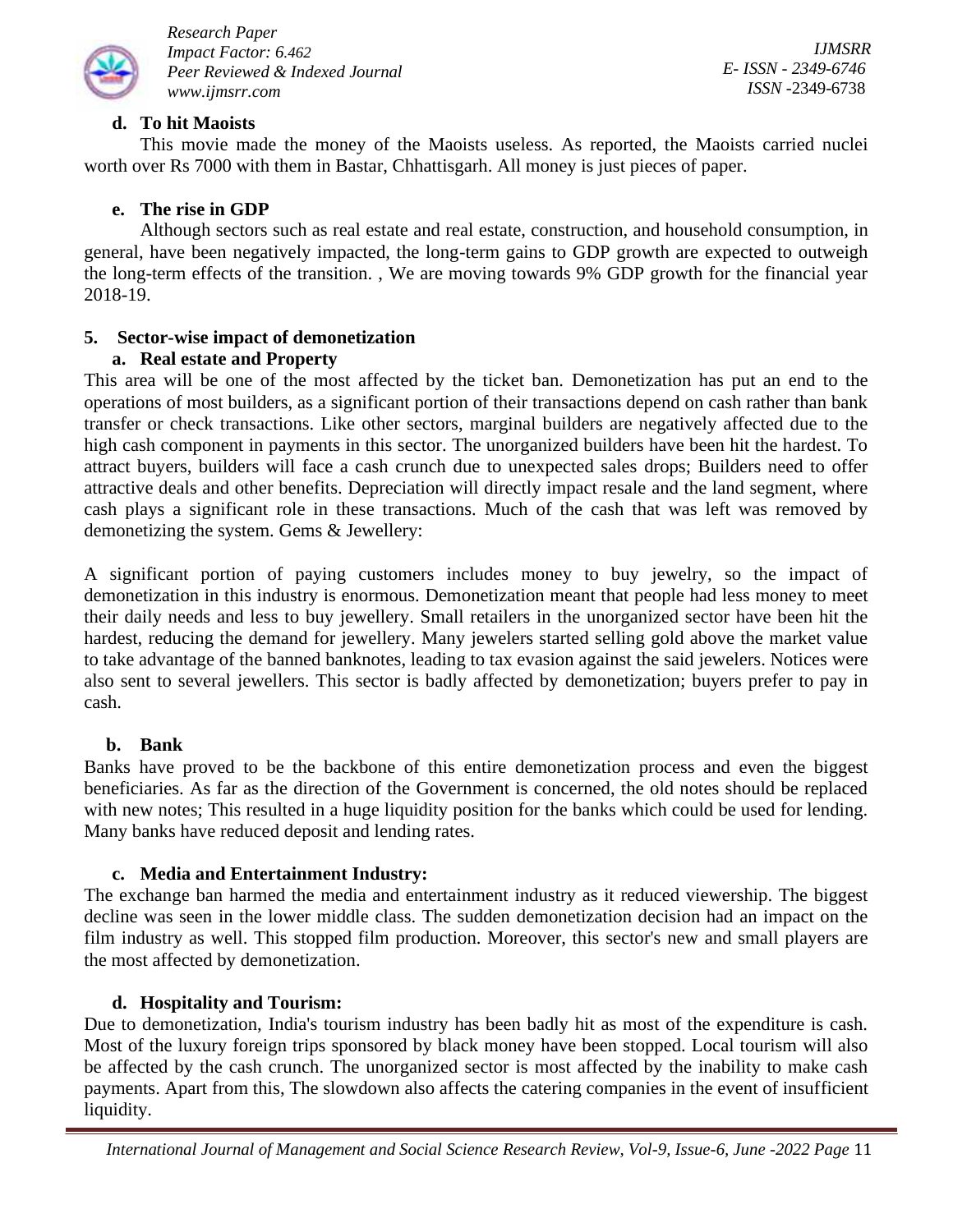**d. To hit Maoists**

This movie made the money of the Maoists useless. As reported, the Maoists carried nuclei worth over Rs 7000 with them in Bastar, Chhattisgarh. All money is just pieces of paper.

**e. The rise in GDP**

Although sectors such as real estate and real estate, construction, and household consumption, in general, have been negatively impacted, the long-term gains to GDP growth are expected to outweigh the long-term effects of the transition. , We are moving towards 9% GDP growth for the financial year 2018-19.

**5. Sector-wise impact of demonetization**

**a. Real estate and Property**

This area will be one of the most affected by the ticket ban. Demonetization has put an end to the operations of most builders, as a significant portion of their transactions depend on cash rather than bank transfer or check transactions. Like other sectors, marginal builders are negatively affected due to the high cash component in payments in this sector. The unorganized builders have been hit the hardest. To attract buyers, builders will face a cash crunch due to unexpected sales drops; Builders need to offer attractive deals and other benefits. Depreciation will directly impact resale and the land segment, where cash plays a significant role in these transactions. Much of the cash that was left was removed by demonetizing the system. Gems & Jewellery:

A significant portion of paying customers includes money to buy jewelry, so the impact of demonetization in this industry is enormous. Demonetization meant that people had less money to meet their daily needs and less to buy jewellery. Small retailers in the unorganized sector have been hit the hardest, reducing the demand for jewellery. Many jewelers started selling gold above the market value to take advantage of the banned banknotes, leading to tax evasion against the said jewelers. Notices were also sent to several jewellers. This sector is badly affected by demonetization; buyers prefer to pay in cash.

**b. Bank**

Banks have proved to be the backbone of this entire demonetization process and even the biggest beneficiaries. As far as the direction of the Government is concerned, the old notes should be replaced with new notes; This resulted in a huge liquidity position for the banks which could be used for lending. Many banks have reduced deposit and lending rates.

**c. Media and Entertainment Industry:**

The exchange ban harmed the media and entertainment industry as it reduced viewership. The biggest decline was seen in the lower middle class. The sudden demonetization decision had an impact on the film industry as well. This stopped film production. Moreover, this sector's new and small players are the most affected by demonetization.

**d. Hospitality and Tourism:**

Due to demonetization, India's tourism industry has been badly hit as most of the expenditure is cash. Most of the luxury foreign trips sponsored by black money have been stopped. Local tourism will also be affected by the cash crunch. The unorganized sector is most affected by the inability to make cash payments. Apart from this, The slowdown also affects the catering companies in the event of insufficient liquidity.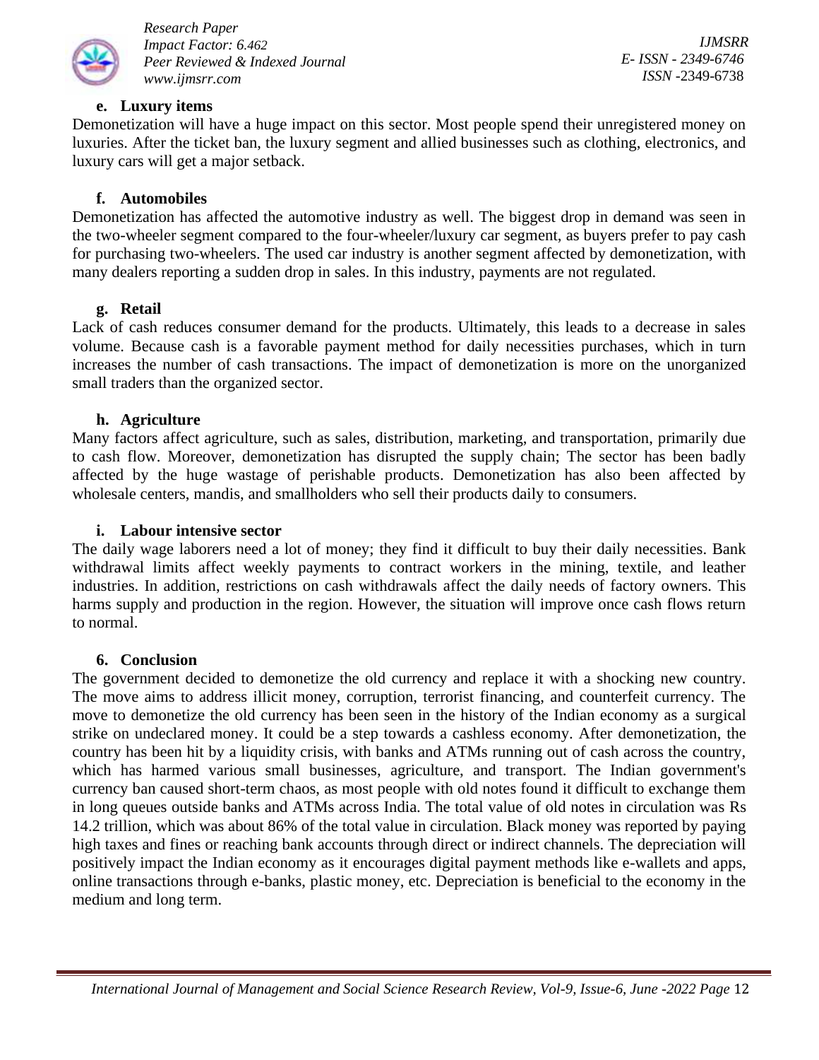### e. Luxury items

Demonetization will have a huge impact on this sector. Most people spend their unregistered money on luxuries. After the ticket ban, the luxury segment and allied businesses such as clothing, electronics, and luxury cars will get a major setback.

### f. Automobiles

Demonetization has affected the automotive industry as well. The biggest drop in demand was seen in the two-wheeler segment compared to the four-wheeler/luxury car segment, as buyers prefer to pay cash for purchasing two-wheelers. The used car industry is another segment affected by demonetization, with many dealers reporting a sudden drop in sales. In this industry, payments are not regulated.

### g. Retail

Lack of cash reduces consumer demand for the products. Ultimately, this leads to a decrease in sales volume. Because cash is a favorable payment method for daily necessities purchases, which in turn increases the number of cash transactions. The impact of demonetization is more on the unorganized small traders than the organized sector.

### h. Agriculture

Many factors affect agriculture, such as sales, distribution, marketing, and transportation, primarily due to cash flow. Moreover, demonetization has disrupted the supply chain; The sector has been badly affected by the huge wastage of perishable products. Demonetization has also been affected by wholesale centers, mandis, and smallholders who sell their products daily to consumers.

### i. Labour intensive sector

The daily wage laborers need a lot of money; they find it difficult to buy their daily necessities. Bank withdrawal limits affect weekly payments to contract workers in the mining, textile, and leather industries. In addition, restrictions on cash withdrawals affect the daily needs of factory owners. This harms supply and production in the region. However, the situation will improve once cash flows return to normal.

## 6. Conclusion

The government decided to demonetize the old currency and replace it with a shocking new country. The move aims to address illicit money, corruption, terrorist financing, and counterfeit currency. The move to demonetize the old currency has been seen in the history of the Indian economy as a surgical strike on undeclared money. It could be a step towards a cashless economy. After demonetization, the country has been hit by a liquidity crisis, with banks and ATMs running out of cash across the country, which has harmed various small businesses, agriculture, and transport. The Indian government's currency ban caused short-term chaos, as most people with old notes found it difficult to exchange them in long queues outside banks and ATMs across India. The total value of old notes in circulation was Rs 14.2 trillion, which was about 86% of the total value in circulation. Black money was reported by paying high taxes and fines or reaching bank accounts through direct or indirect channels. The depreciation will positively impact the Indian economy as it encourages digital payment methods like e-wallets and apps, online transactions through e-banks, plastic money, etc. Depreciation is beneficial to the economy in the medium and long term.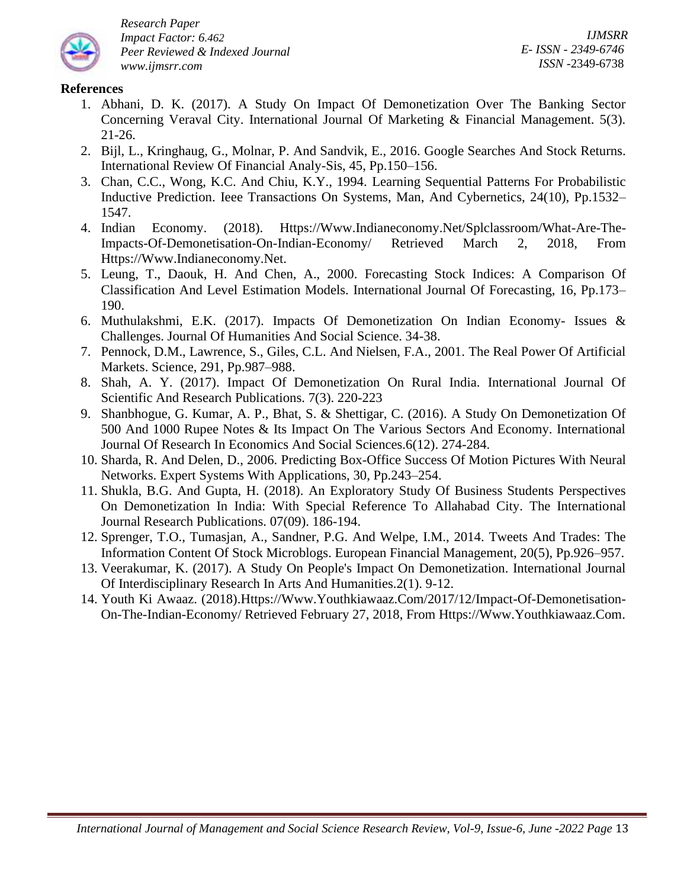**References**

1. Abhani, D. K. (2017). A Study On Impact Of Demonetization Over The Banking Sector Concerning Veraval City. International Journal Of Marketing & Financial Management. 5(3). 21-26.
2. Bijl, L., Kringhaug, G., Molnar, P. And Sandvik, E., 2016. Google Searches And Stock Returns. International Review Of Financial Analy-Sis, 45, Pp.150–156.
3. Chan, C.C., Wong, K.C. And Chiu, K.Y., 1994. Learning Sequential Patterns For Probabilistic Inductive Prediction. Ieee Transactions On Systems, Man, And Cybernetics, 24(10), Pp.1532–1547.
4. Indian Economy. (2018). Https://Www.Indianeconomy.Net/Splclassroom/What-Are-The-Impacts-Of-Demonetisation-On-Indian-Economy/ Retrieved March 2, 2018, From Https://Www.Indianeconomy.Net.
5. Leung, T., Daouk, H. And Chen, A., 2000. Forecasting Stock Indices: A Comparison Of Classification And Level Estimation Models. International Journal Of Forecasting, 16, Pp.173–190.
6. Muthulakshmi, E.K. (2017). Impacts Of Demonetization On Indian Economy- Issues & Challenges. Journal Of Humanities And Social Science. 34-38.
7. Pennock, D.M., Lawrence, S., Giles, C.L. And Nielsen, F.A., 2001. The Real Power Of Artificial Markets. Science, 291, Pp.987–988.
8. Shah, A. Y. (2017). Impact Of Demonetization On Rural India. International Journal Of Scientific And Research Publications. 7(3). 220-223
9. Shanbhogue, G. Kumar, A. P., Bhat, S. & Shettigar, C. (2016). A Study On Demonetization Of 500 And 1000 Rupee Notes & Its Impact On The Various Sectors And Economy. International Journal Of Research In Economics And Social Sciences.6(12). 274-284.
10. Sharda, R. And Delen, D., 2006. Predicting Box-Office Success Of Motion Pictures With Neural Networks. Expert Systems With Applications, 30, Pp.243–254.
11. Shukla, B.G. And Gupta, H. (2018). An Exploratory Study Of Business Students Perspectives On Demonetization In India: With Special Reference To Allahabad City. The International Journal Research Publications. 07(09). 186-194.
12. Sprenger, T.O., Tumasjan, A., Sandner, P.G. And Welpe, I.M., 2014. Tweets And Trades: The Information Content Of Stock Microblogs. European Financial Management, 20(5), Pp.926–957.
13. Veerakumar, K. (2017). A Study On People's Impact On Demonetization. International Journal Of Interdisciplinary Research In Arts And Humanities.2(1). 9-12.
14. Youth Ki Awaaz. (2018).Https://Www.Youthkiawaaz.Com/2017/12/Impact-Of-Demonetisation-On-The-Indian-Economy/ Retrieved February 27, 2018, From Https://Www.Youthkiawaaz.Com.